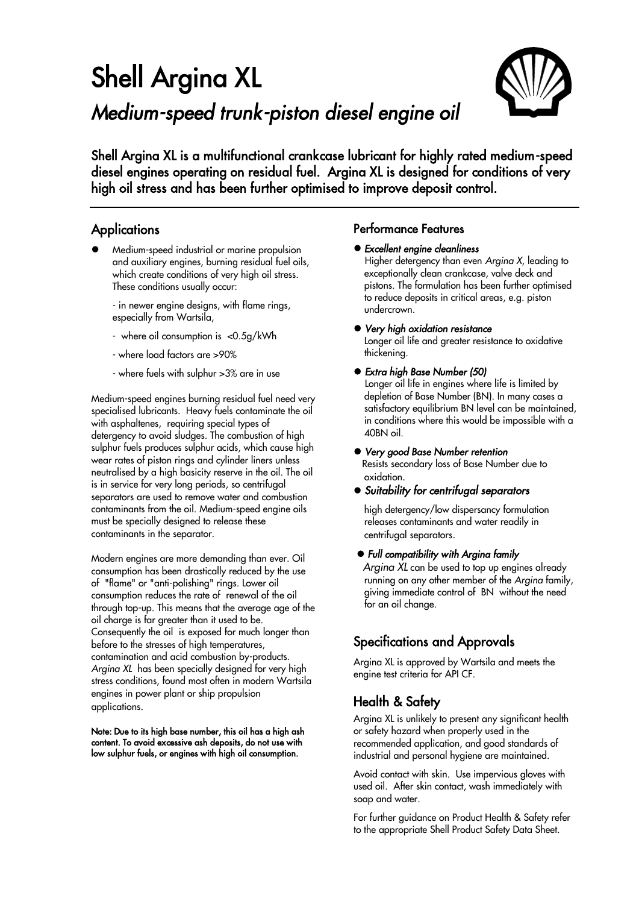# Shell Argina XL

## *Medium-speed trunk-piston diesel engine oil*

**Shell Argina XL is a multifunctional crankcase lubricant for highly rated medium-speed diesel engines operating on residual fuel. Argina XL is designed for conditions of very high oil stress and has been further optimised to improve deposit control.**

## Applications

- Medium-speed industrial or marine propulsion and auxiliary engines, burning residual fuel oils, which create conditions of very high oil stress. These conditions usually occur:

  - in newer engine designs, with flame rings, especially from Wartsila,
  - where oil consumption is <0.5g/kWh
  - where load factors are >90%
  - where fuels with sulphur >3% are in use

Medium-speed engines burning residual fuel need very specialised lubricants. Heavy fuels contaminate the oil with asphaltenes, requiring special types of detergency to avoid sludges. The combustion of high sulphur fuels produces sulphur acids, which cause high wear rates of piston rings and cylinder liners unless neutralised by a high basicity reserve in the oil. The oil is in service for very long periods, so centrifugal separators are used to remove water and combustion contaminants from the oil. Medium-speed engine oils must be specially designed to release these contaminants in the separator.

Modern engines are more demanding than ever. Oil consumption has been drastically reduced by the use of "flame" or "anti-polishing" rings. Lower oil consumption reduces the rate of renewal of the oil through top-up. This means that the average age of the oil charge is far greater than it used to be. Consequently the oil is exposed for much longer than before to the stresses of high temperatures, contamination and acid combustion by-products. *Argina XL* has been specially designed for very high stress conditions, found most often in modern Wartsila engines in power plant or ship propulsion applications.

**Note: Due to its high base number, this oil has a high ash content. To avoid excessive ash deposits, do not use with low sulphur fuels, or engines with high oil consumption.**

## Performance Features

- ***Excellent engine cleanliness***
  Higher detergency than even *Argina X*, leading to exceptionally clean crankcase, valve deck and pistons. The formulation has been further optimised to reduce deposits in critical areas, e.g. piston undercrown.

- ***Very high oxidation resistance***
  Longer oil life and greater resistance to oxidative thickening.

- ***Extra high Base Number (50)***
  Longer oil life in engines where life is limited by depletion of Base Number (BN). In many cases a satisfactory equilibrium BN level can be maintained, in conditions where this would be impossible with a 40BN oil.

- ***Very good Base Number retention***
  Resists secondary loss of Base Number due to oxidation.

- ***Suitability for centrifugal separators***
  high detergency/low dispersancy formulation releases contaminants and water readily in centrifugal separators.

- ***Full compatibility with Argina family***
  *Argina XL* can be used to top up engines already running on any other member of the *Argina* family, giving immediate control of BN without the need for an oil change.

## Specifications and Approvals

Argina XL is approved by Wartsila and meets the engine test criteria for API CF.

## Health & Safety

Argina XL is unlikely to present any significant health or safety hazard when properly used in the recommended application, and good standards of industrial and personal hygiene are maintained.

Avoid contact with skin. Use impervious gloves with used oil. After skin contact, wash immediately with soap and water.

For further guidance on Product Health & Safety refer to the appropriate Shell Product Safety Data Sheet.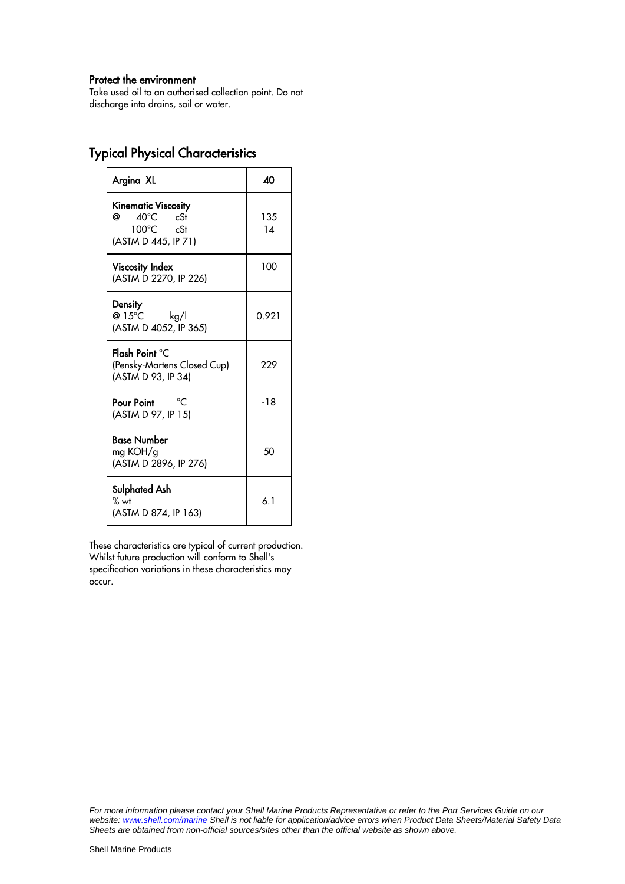#### Protect the environment

Take used oil to an authorised collection point. Do not discharge into drains, soil or water.

## Typical Physical Characteristics

| Argina XL | 40 |
|---|---|
| **Kinematic Viscosity**<br>@ 40°C cSt<br>100°C cSt<br>(ASTM D 445, IP 71) | 135<br>14 |
| **Viscosity Index**<br>(ASTM D 2270, IP 226) | 100 |
| **Density**<br>@ 15°C kg/l<br>(ASTM D 4052, IP 365) | 0.921 |
| **Flash Point** °C<br>(Pensky-Martens Closed Cup)<br>(ASTM D 93, IP 34) | 229 |
| **Pour Point** °C<br>(ASTM D 97, IP 15) | -18 |
| **Base Number**<br>mg KOH/g<br>(ASTM D 2896, IP 276) | 50 |
| **Sulphated Ash**<br>% wt<br>(ASTM D 874, IP 163) | 6.1 |

These characteristics are typical of current production. Whilst future production will conform to Shell's specification variations in these characteristics may occur.

*For more information please contact your Shell Marine Products Representative or refer to the Port Services Guide on our website: www.shell.com/marine Shell is not liable for application/advice errors when Product Data Sheets/Material Safety Data Sheets are obtained from non-official sources/sites other than the official website as shown above.*